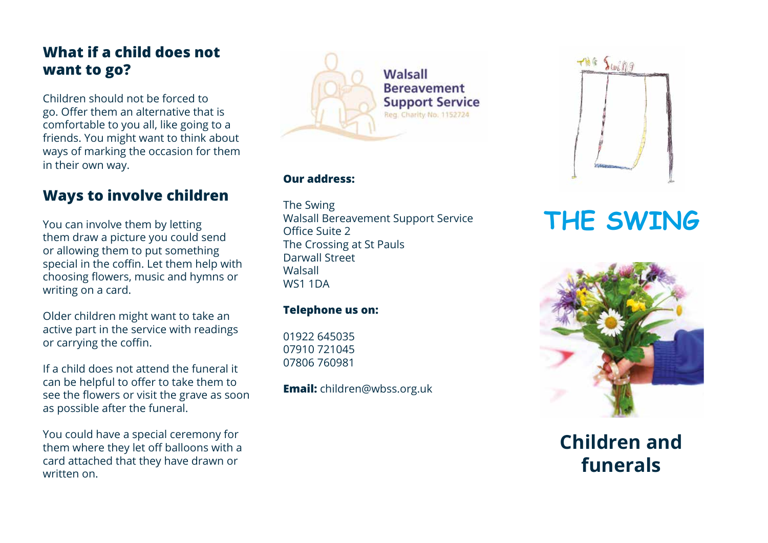## What if a child does not want to go?

Children should not be forced to go. Offer them an alternative that is comfortable to you all, like going to a friends. You might want to think about ways of marking the occasion for them in their own way.

## Ways to involve children

You can involve them by letting them draw a picture you could send or allowing them to put something special in the coffin. Let them help with choosing flowers, music and hymns or writing on a card.

Older children might want to take an active part in the service with readings or carrying the coffin.

If a child does not attend the funeral it can be helpful to offer to take them to see the flowers or visit the grave as soon as possible after the funeral.

You could have a special ceremony for them where they let off balloons with a card attached that they have drawn or written on.

Walsall Bereavement Support Service
Reg. Charity No. 1152724

**Our address:**

The Swing
Walsall Bereavement Support Service
Office Suite 2
The Crossing at St Pauls
Darwall Street
Walsall
WS1 1DA

**Telephone us on:**

01922 645035
07910 721045
07806 760981

**Email:** children@wbss.org.uk

# THE SWING

## Children and funerals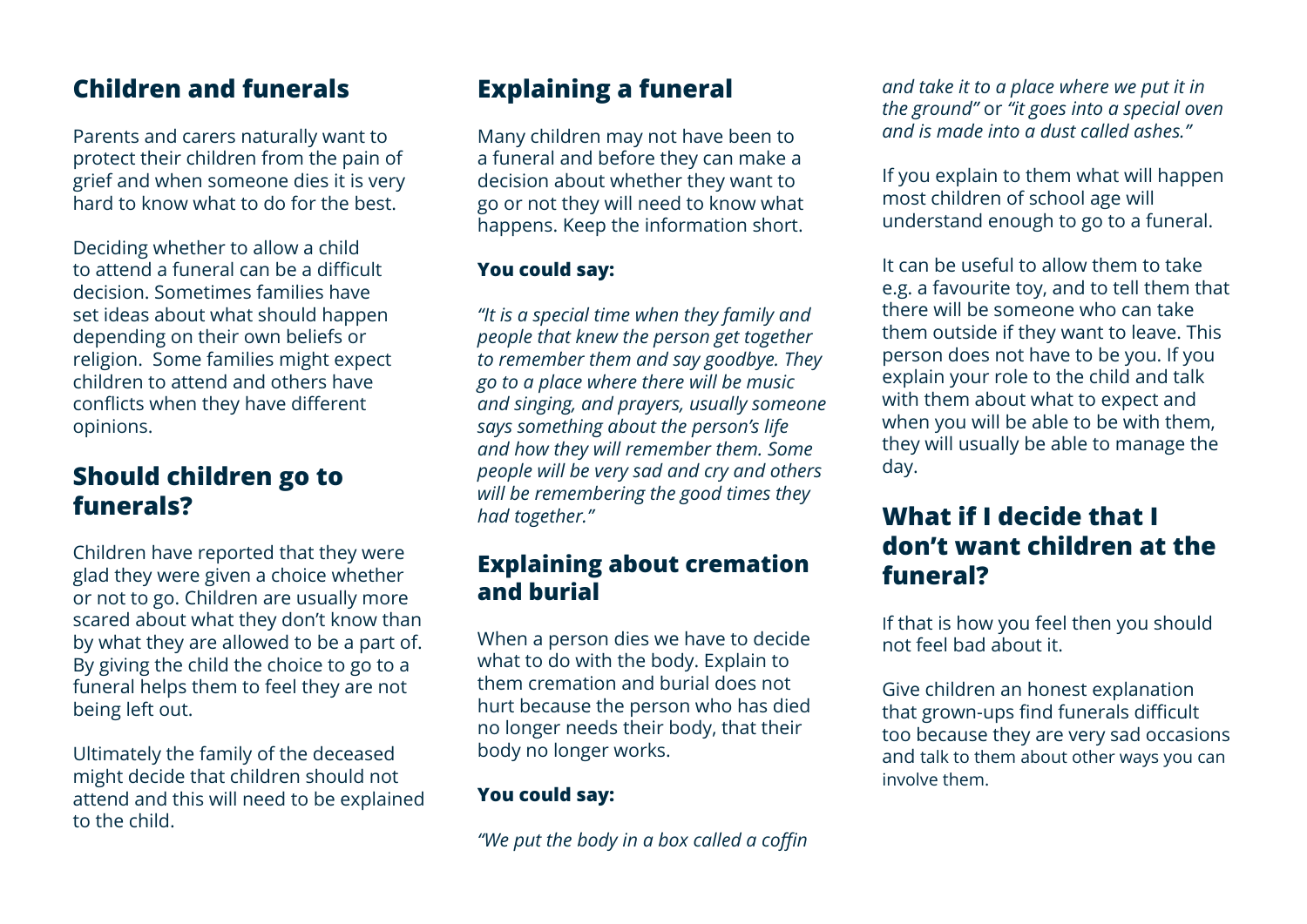## Children and funerals

Parents and carers naturally want to protect their children from the pain of grief and when someone dies it is very hard to know what to do for the best.

Deciding whether to allow a child to attend a funeral can be a difficult decision. Sometimes families have set ideas about what should happen depending on their own beliefs or religion. Some families might expect children to attend and others have conflicts when they have different opinions.

## Should children go to funerals?

Children have reported that they were glad they were given a choice whether or not to go. Children are usually more scared about what they don't know than by what they are allowed to be a part of. By giving the child the choice to go to a funeral helps them to feel they are not being left out.

Ultimately the family of the deceased might decide that children should not attend and this will need to be explained to the child.

## Explaining a funeral

Many children may not have been to a funeral and before they can make a decision about whether they want to go or not they will need to know what happens. Keep the information short.

**You could say:**

*"It is a special time when they family and people that knew the person get together to remember them and say goodbye. They go to a place where there will be music and singing, and prayers, usually someone says something about the person's life and how they will remember them. Some people will be very sad and cry and others will be remembering the good times they had together."*

## Explaining about cremation and burial

When a person dies we have to decide what to do with the body. Explain to them cremation and burial does not hurt because the person who has died no longer needs their body, that their body no longer works.

**You could say:**

*"We put the body in a box called a coffin and take it to a place where we put it in the ground"* or *"it goes into a special oven and is made into a dust called ashes."*

If you explain to them what will happen most children of school age will understand enough to go to a funeral.

It can be useful to allow them to take e.g. a favourite toy, and to tell them that there will be someone who can take them outside if they want to leave. This person does not have to be you. If you explain your role to the child and talk with them about what to expect and when you will be able to be with them, they will usually be able to manage the day.

## What if I decide that I don't want children at the funeral?

If that is how you feel then you should not feel bad about it.

Give children an honest explanation that grown-ups find funerals difficult too because they are very sad occasions and talk to them about other ways you can involve them.